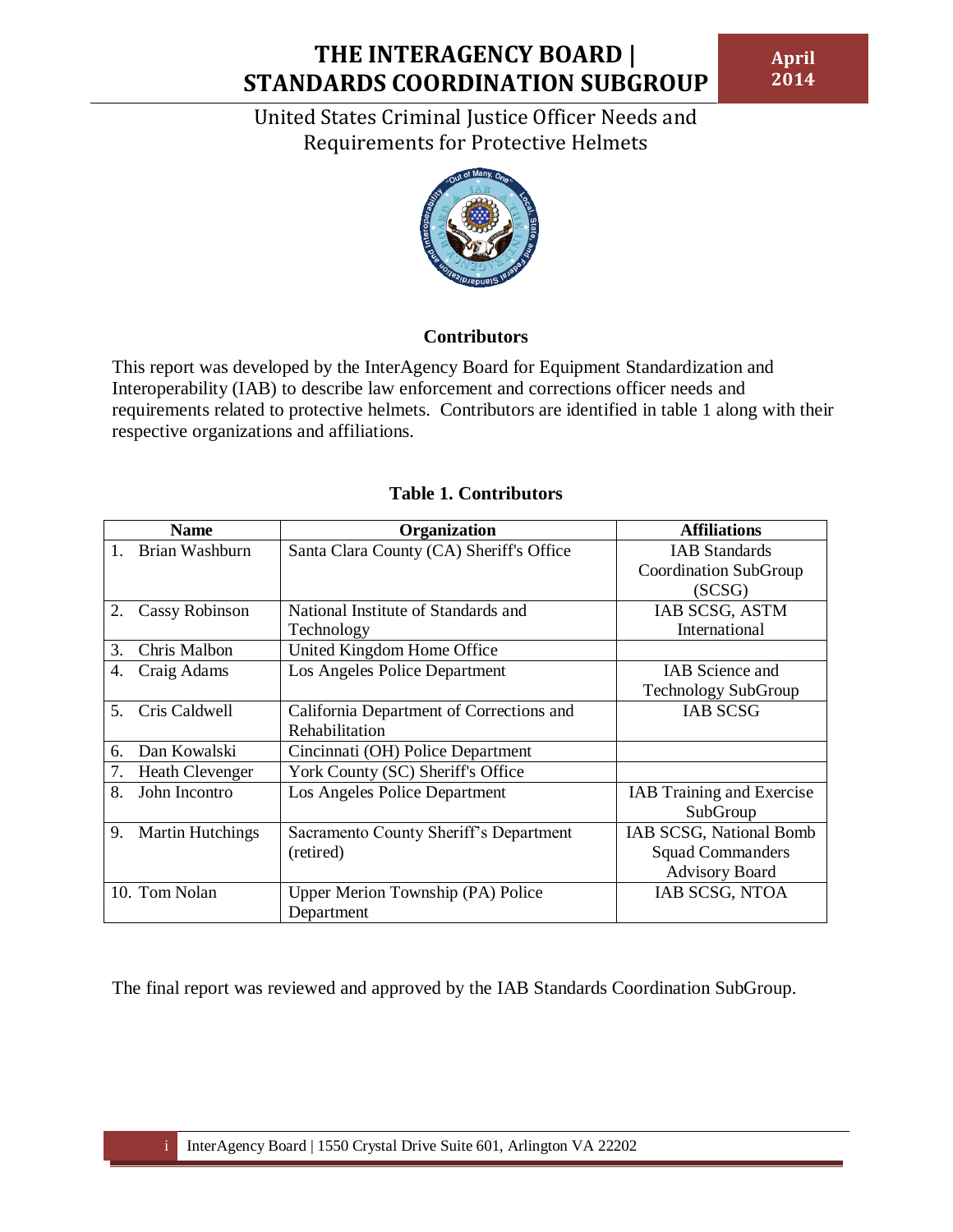# THE INTERAGENCY BOARD | STANDARDS COORDINATION SUBGROUP

**April 2014**

## United States Criminal Justice Officer Needs and Requirements for Protective Helmets

### Contributors

This report was developed by the InterAgency Board for Equipment Standardization and Interoperability (IAB) to describe law enforcement and corrections officer needs and requirements related to protective helmets. Contributors are identified in table 1 along with their respective organizations and affiliations.

**Table 1. Contributors**

| Name | Organization | Affiliations |
|---|---|---|
| 1. Brian Washburn | Santa Clara County (CA) Sheriff's Office | IAB Standards Coordination SubGroup (SCSG) |
| 2. Cassy Robinson | National Institute of Standards and Technology | IAB SCSG, ASTM International |
| 3. Chris Malbon | United Kingdom Home Office | |
| 4. Craig Adams | Los Angeles Police Department | IAB Science and Technology SubGroup |
| 5. Cris Caldwell | California Department of Corrections and Rehabilitation | IAB SCSG |
| 6. Dan Kowalski | Cincinnati (OH) Police Department | |
| 7. Heath Clevenger | York County (SC) Sheriff's Office | |
| 8. John Incontro | Los Angeles Police Department | IAB Training and Exercise SubGroup |
| 9. Martin Hutchings | Sacramento County Sheriff's Department (retired) | IAB SCSG, National Bomb Squad Commanders Advisory Board |
| 10. Tom Nolan | Upper Merion Township (PA) Police Department | IAB SCSG, NTOA |

The final report was reviewed and approved by the IAB Standards Coordination SubGroup.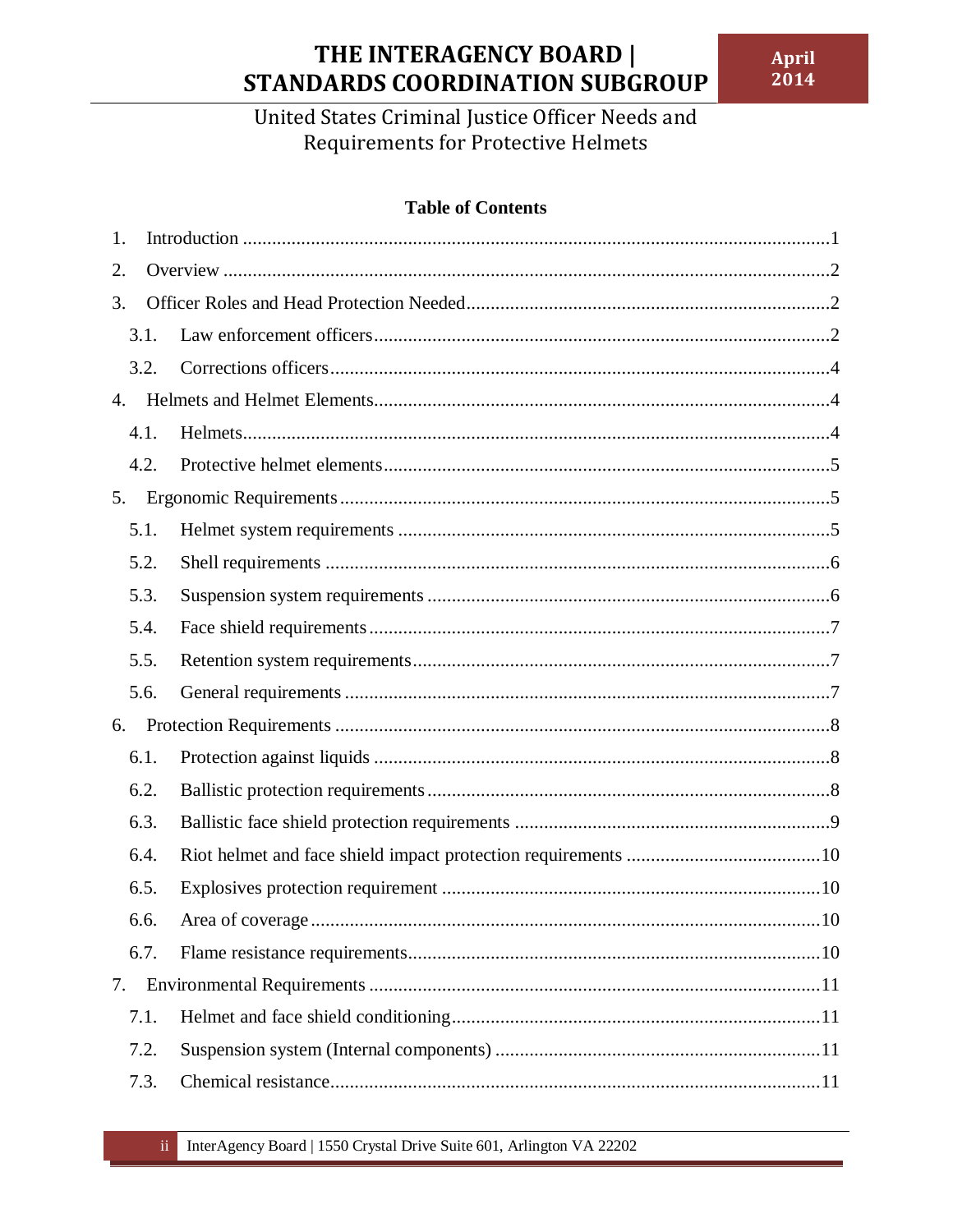# Table of Contents

1. Introduction ....... 1
2. Overview ....... 2
3. Officer Roles and Head Protection Needed ....... 2
   - 3.1. Law enforcement officers ....... 2
   - 3.2. Corrections officers ....... 4
4. Helmets and Helmet Elements ....... 4
   - 4.1. Helmets ....... 4
   - 4.2. Protective helmet elements ....... 5
5. Ergonomic Requirements ....... 5
   - 5.1. Helmet system requirements ....... 5
   - 5.2. Shell requirements ....... 6
   - 5.3. Suspension system requirements ....... 6
   - 5.4. Face shield requirements ....... 7
   - 5.5. Retention system requirements ....... 7
   - 5.6. General requirements ....... 7
6. Protection Requirements ....... 8
   - 6.1. Protection against liquids ....... 8
   - 6.2. Ballistic protection requirements ....... 8
   - 6.3. Ballistic face shield protection requirements ....... 9
   - 6.4. Riot helmet and face shield impact protection requirements ....... 10
   - 6.5. Explosives protection requirement ....... 10
   - 6.6. Area of coverage ....... 10
   - 6.7. Flame resistance requirements ....... 10
7. Environmental Requirements ....... 11
   - 7.1. Helmet and face shield conditioning ....... 11
   - 7.2. Suspension system (Internal components) ....... 11
   - 7.3. Chemical resistance ....... 11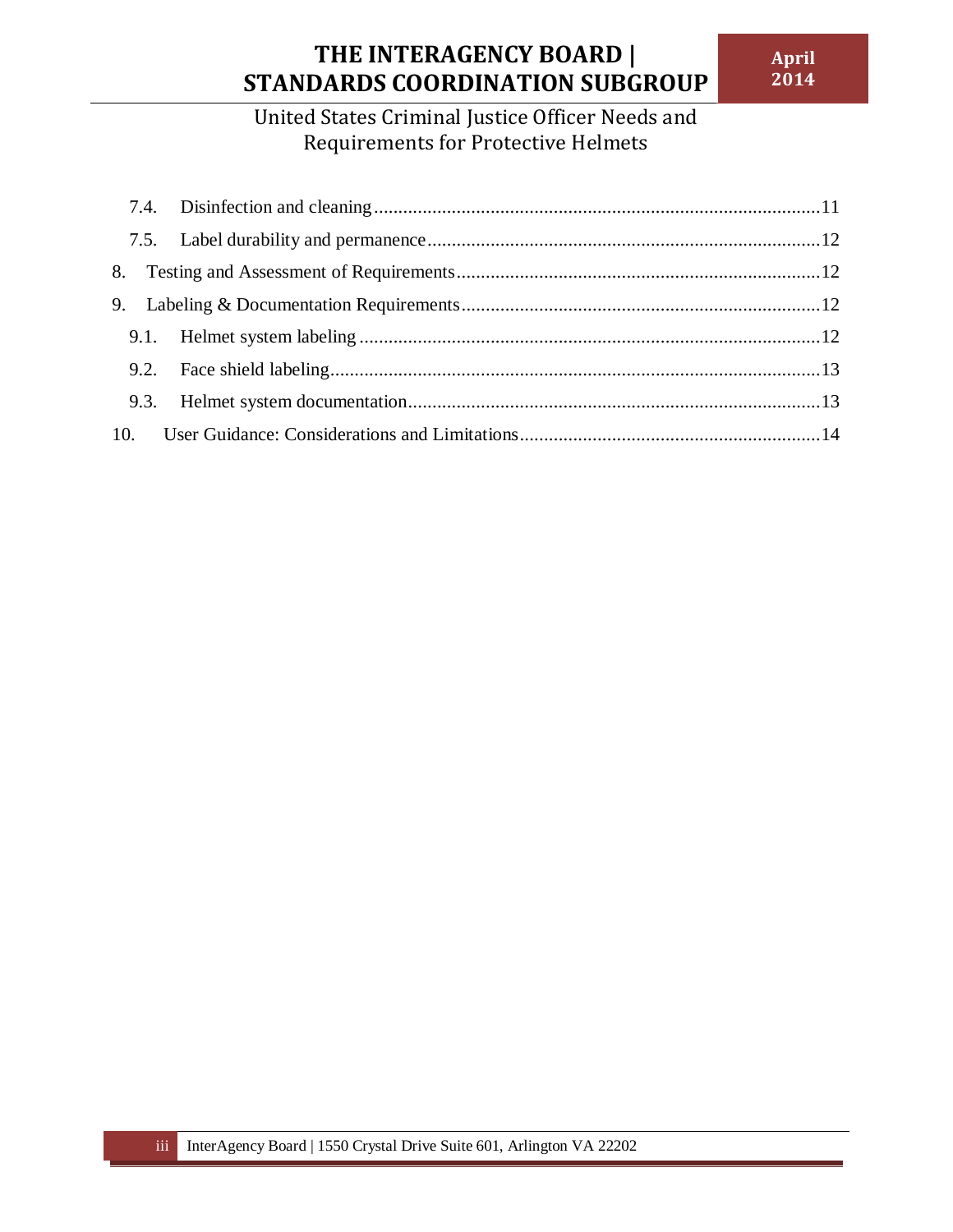7.4. Disinfection and cleaning ........................................................................................... 11

7.5. Label durability and permanence ................................................................................ 12

8. Testing and Assessment of Requirements ........................................................................... 12

9. Labeling & Documentation Requirements .......................................................................... 12

9.1. Helmet system labeling ............................................................................................... 12

9.2. Face shield labeling..................................................................................................... 13

9.3. Helmet system documentation .................................................................................... 13

10. User Guidance: Considerations and Limitations ............................................................. 14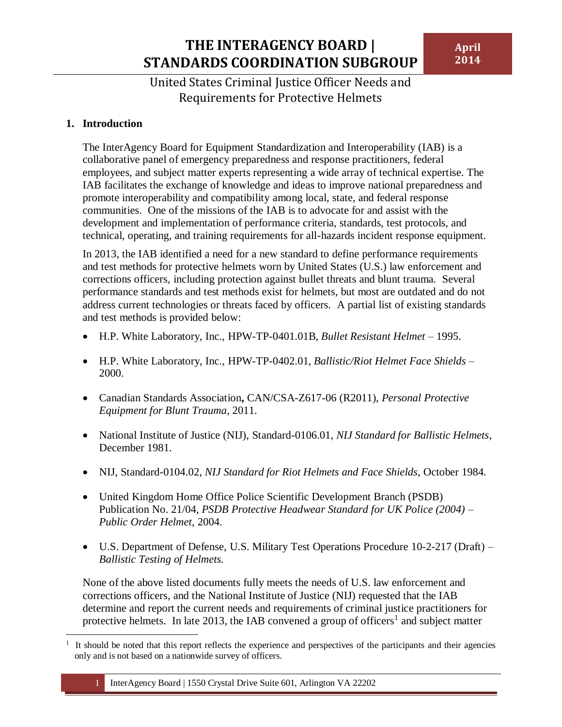# THE INTERAGENCY BOARD | STANDARDS COORDINATION SUBGROUP

**April 2014**

United States Criminal Justice Officer Needs and Requirements for Protective Helmets

## 1. Introduction

The InterAgency Board for Equipment Standardization and Interoperability (IAB) is a collaborative panel of emergency preparedness and response practitioners, federal employees, and subject matter experts representing a wide array of technical expertise. The IAB facilitates the exchange of knowledge and ideas to improve national preparedness and promote interoperability and compatibility among local, state, and federal response communities. One of the missions of the IAB is to advocate for and assist with the development and implementation of performance criteria, standards, test protocols, and technical, operating, and training requirements for all-hazards incident response equipment.

In 2013, the IAB identified a need for a new standard to define performance requirements and test methods for protective helmets worn by United States (U.S.) law enforcement and corrections officers, including protection against bullet threats and blunt trauma. Several performance standards and test methods exist for helmets, but most are outdated and do not address current technologies or threats faced by officers. A partial list of existing standards and test methods is provided below:

- H.P. White Laboratory, Inc., HPW-TP-0401.01B, *Bullet Resistant Helmet* – 1995.
- H.P. White Laboratory, Inc., HPW-TP-0402.01, *Ballistic/Riot Helmet Face Shields* – 2000.
- Canadian Standards Association**,** CAN/CSA-Z617-06 (R2011), *Personal Protective Equipment for Blunt Trauma,* 2011.
- National Institute of Justice (NIJ), Standard-0106.01, *NIJ Standard for Ballistic Helmets*, December 1981.
- NIJ, Standard-0104.02, *NIJ Standard for Riot Helmets and Face Shields*, October 1984.
- United Kingdom Home Office Police Scientific Development Branch (PSDB) Publication No. 21/04, *PSDB Protective Headwear Standard for UK Police (2004) – Public Order Helmet*, 2004.
- U.S. Department of Defense, U.S. Military Test Operations Procedure 10-2-217 (Draft) – *Ballistic Testing of Helmets.*

None of the above listed documents fully meets the needs of U.S. law enforcement and corrections officers, and the National Institute of Justice (NIJ) requested that the IAB determine and report the current needs and requirements of criminal justice practitioners for protective helmets. In late 2013, the IAB convened a group of officers[1] and subject matter

[1] It should be noted that this report reflects the experience and perspectives of the participants and their agencies only and is not based on a nationwide survey of officers.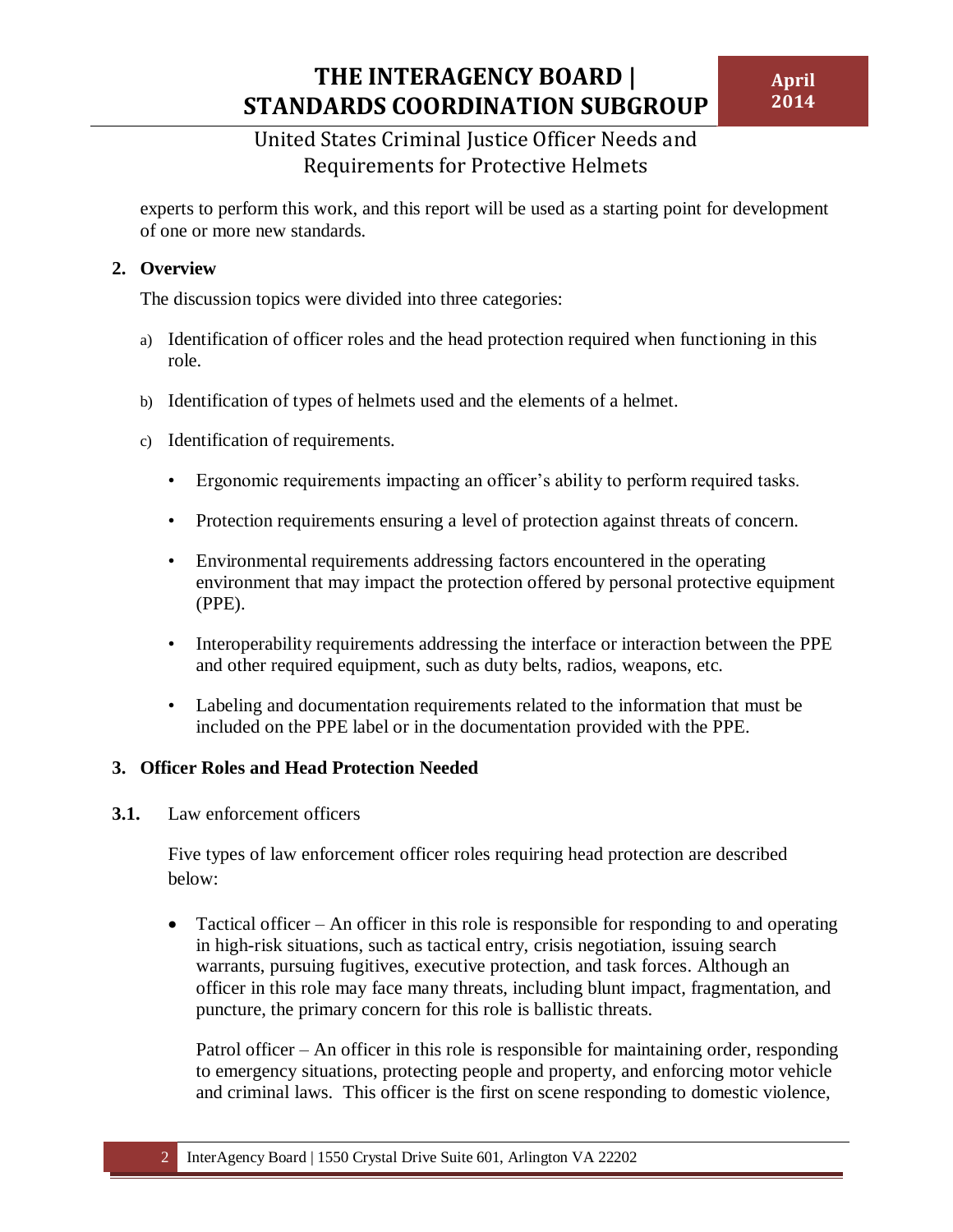experts to perform this work, and this report will be used as a starting point for development of one or more new standards.

## 2. Overview

The discussion topics were divided into three categories:

a) Identification of officer roles and the head protection required when functioning in this role.

b) Identification of types of helmets used and the elements of a helmet.

c) Identification of requirements.

- Ergonomic requirements impacting an officer's ability to perform required tasks.
- Protection requirements ensuring a level of protection against threats of concern.
- Environmental requirements addressing factors encountered in the operating environment that may impact the protection offered by personal protective equipment (PPE).
- Interoperability requirements addressing the interface or interaction between the PPE and other required equipment, such as duty belts, radios, weapons, etc.
- Labeling and documentation requirements related to the information that must be included on the PPE label or in the documentation provided with the PPE.

## 3. Officer Roles and Head Protection Needed

### 3.1. Law enforcement officers

Five types of law enforcement officer roles requiring head protection are described below:

- Tactical officer – An officer in this role is responsible for responding to and operating in high-risk situations, such as tactical entry, crisis negotiation, issuing search warrants, pursuing fugitives, executive protection, and task forces. Although an officer in this role may face many threats, including blunt impact, fragmentation, and puncture, the primary concern for this role is ballistic threats.

  Patrol officer – An officer in this role is responsible for maintaining order, responding to emergency situations, protecting people and property, and enforcing motor vehicle and criminal laws. This officer is the first on scene responding to domestic violence,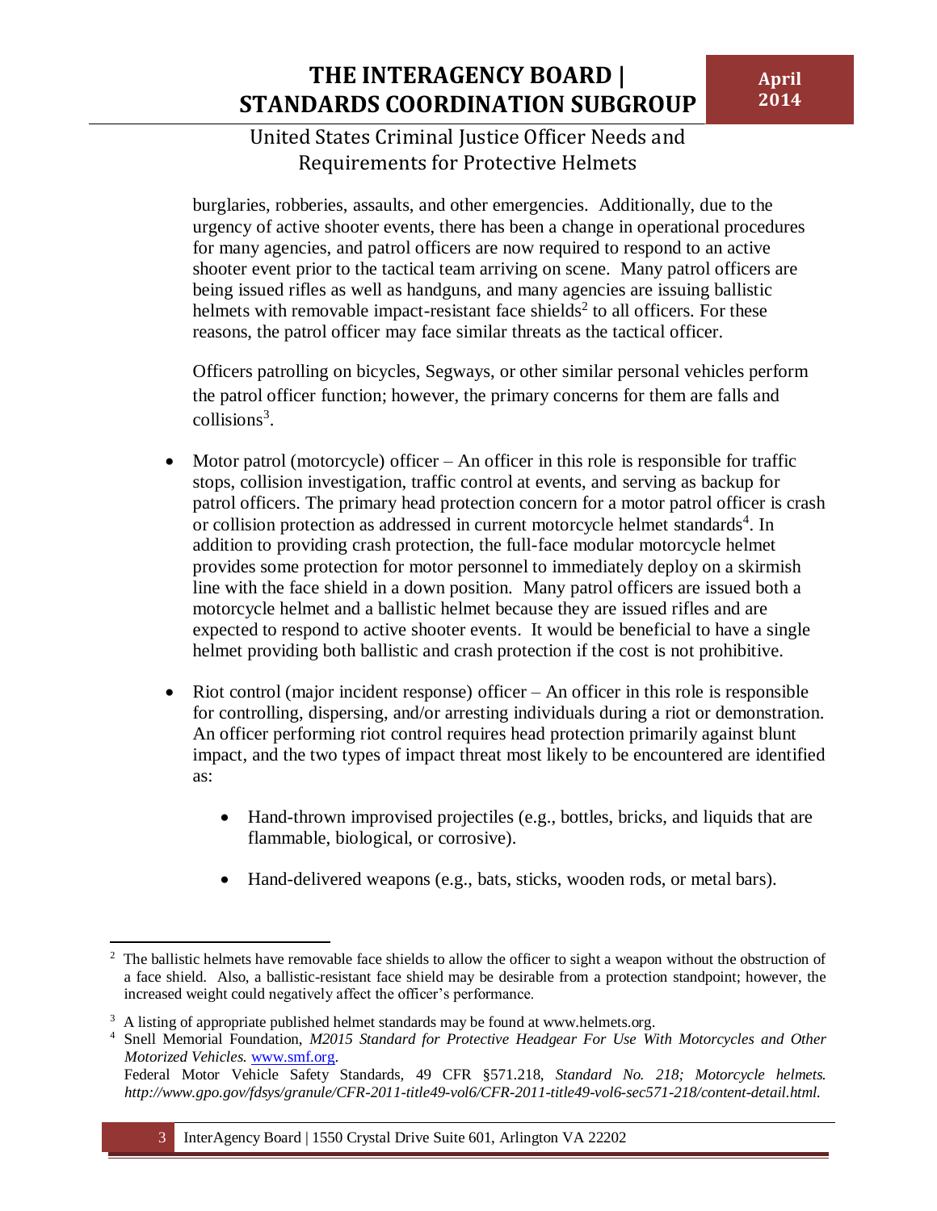burglaries, robberies, assaults, and other emergencies. Additionally, due to the urgency of active shooter events, there has been a change in operational procedures for many agencies, and patrol officers are now required to respond to an active shooter event prior to the tactical team arriving on scene. Many patrol officers are being issued rifles as well as handguns, and many agencies are issuing ballistic helmets with removable impact-resistant face shields[2] to all officers. For these reasons, the patrol officer may face similar threats as the tactical officer.

Officers patrolling on bicycles, Segways, or other similar personal vehicles perform the patrol officer function; however, the primary concerns for them are falls and collisions[3].

- Motor patrol (motorcycle) officer – An officer in this role is responsible for traffic stops, collision investigation, traffic control at events, and serving as backup for patrol officers. The primary head protection concern for a motor patrol officer is crash or collision protection as addressed in current motorcycle helmet standards[4]. In addition to providing crash protection, the full-face modular motorcycle helmet provides some protection for motor personnel to immediately deploy on a skirmish line with the face shield in a down position. Many patrol officers are issued both a motorcycle helmet and a ballistic helmet because they are issued rifles and are expected to respond to active shooter events. It would be beneficial to have a single helmet providing both ballistic and crash protection if the cost is not prohibitive.

- Riot control (major incident response) officer – An officer in this role is responsible for controlling, dispersing, and/or arresting individuals during a riot or demonstration. An officer performing riot control requires head protection primarily against blunt impact, and the two types of impact threat most likely to be encountered are identified as:

    - Hand-thrown improvised projectiles (e.g., bottles, bricks, and liquids that are flammable, biological, or corrosive).

    - Hand-delivered weapons (e.g., bats, sticks, wooden rods, or metal bars).

---

[2] The ballistic helmets have removable face shields to allow the officer to sight a weapon without the obstruction of a face shield. Also, a ballistic-resistant face shield may be desirable from a protection standpoint; however, the increased weight could negatively affect the officer's performance.

[3] A listing of appropriate published helmet standards may be found at www.helmets.org.

[4] Snell Memorial Foundation, *M2015 Standard for Protective Headgear For Use With Motorcycles and Other Motorized Vehicles.* www.smf.org.
Federal Motor Vehicle Safety Standards, 49 CFR §571.218, *Standard No. 218; Motorcycle helmets. http://www.gpo.gov/fdsys/granule/CFR-2011-title49-vol6/CFR-2011-title49-vol6-sec571-218/content-detail.html.*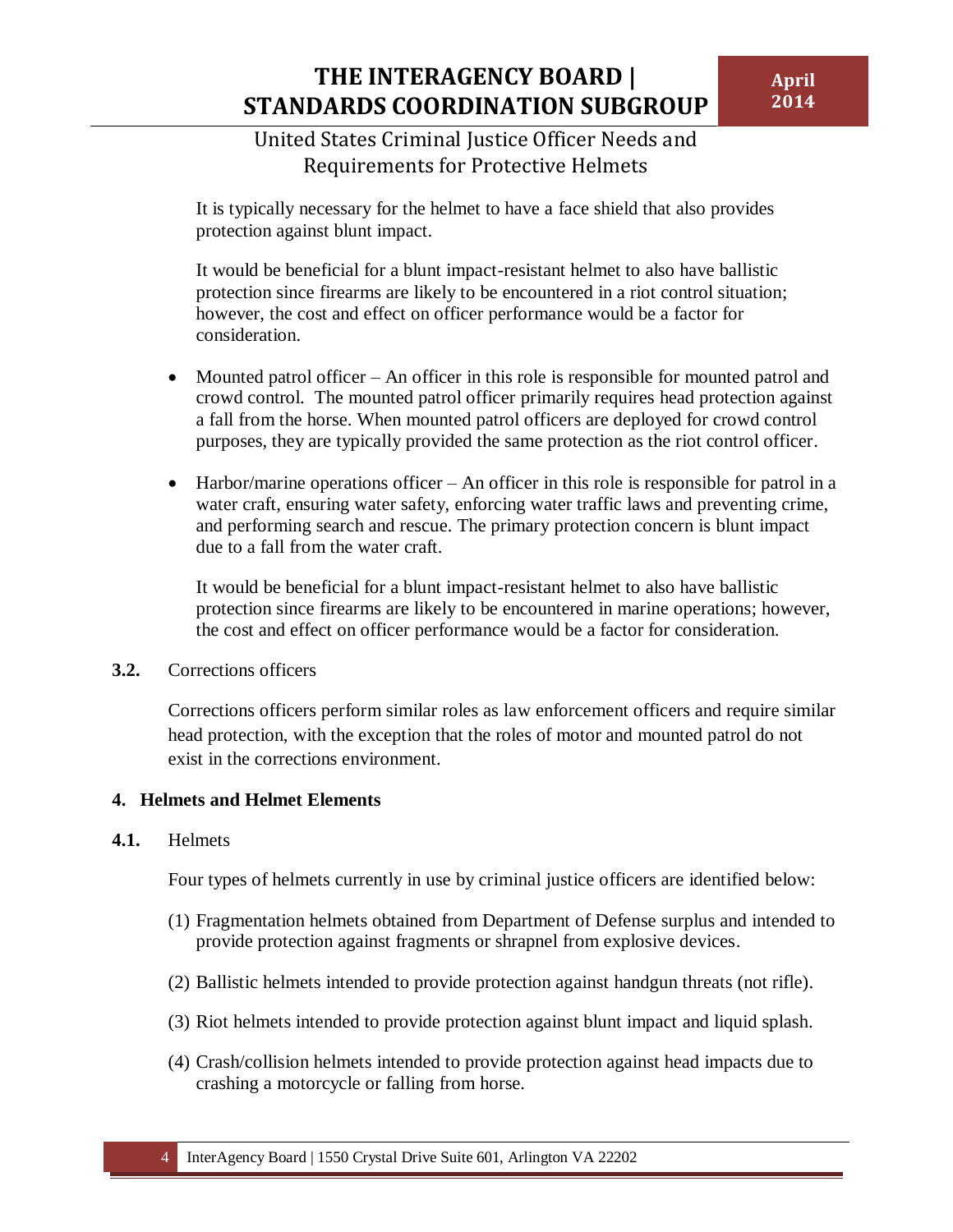It is typically necessary for the helmet to have a face shield that also provides protection against blunt impact.

It would be beneficial for a blunt impact-resistant helmet to also have ballistic protection since firearms are likely to be encountered in a riot control situation; however, the cost and effect on officer performance would be a factor for consideration.

- Mounted patrol officer – An officer in this role is responsible for mounted patrol and crowd control. The mounted patrol officer primarily requires head protection against a fall from the horse. When mounted patrol officers are deployed for crowd control purposes, they are typically provided the same protection as the riot control officer.

- Harbor/marine operations officer – An officer in this role is responsible for patrol in a water craft, ensuring water safety, enforcing water traffic laws and preventing crime, and performing search and rescue. The primary protection concern is blunt impact due to a fall from the water craft.

  It would be beneficial for a blunt impact-resistant helmet to also have ballistic protection since firearms are likely to be encountered in marine operations; however, the cost and effect on officer performance would be a factor for consideration.

**3.2.** Corrections officers

Corrections officers perform similar roles as law enforcement officers and require similar head protection, with the exception that the roles of motor and mounted patrol do not exist in the corrections environment.

## 4. Helmets and Helmet Elements

**4.1.** Helmets

Four types of helmets currently in use by criminal justice officers are identified below:

(1) Fragmentation helmets obtained from Department of Defense surplus and intended to provide protection against fragments or shrapnel from explosive devices.

(2) Ballistic helmets intended to provide protection against handgun threats (not rifle).

(3) Riot helmets intended to provide protection against blunt impact and liquid splash.

(4) Crash/collision helmets intended to provide protection against head impacts due to crashing a motorcycle or falling from horse.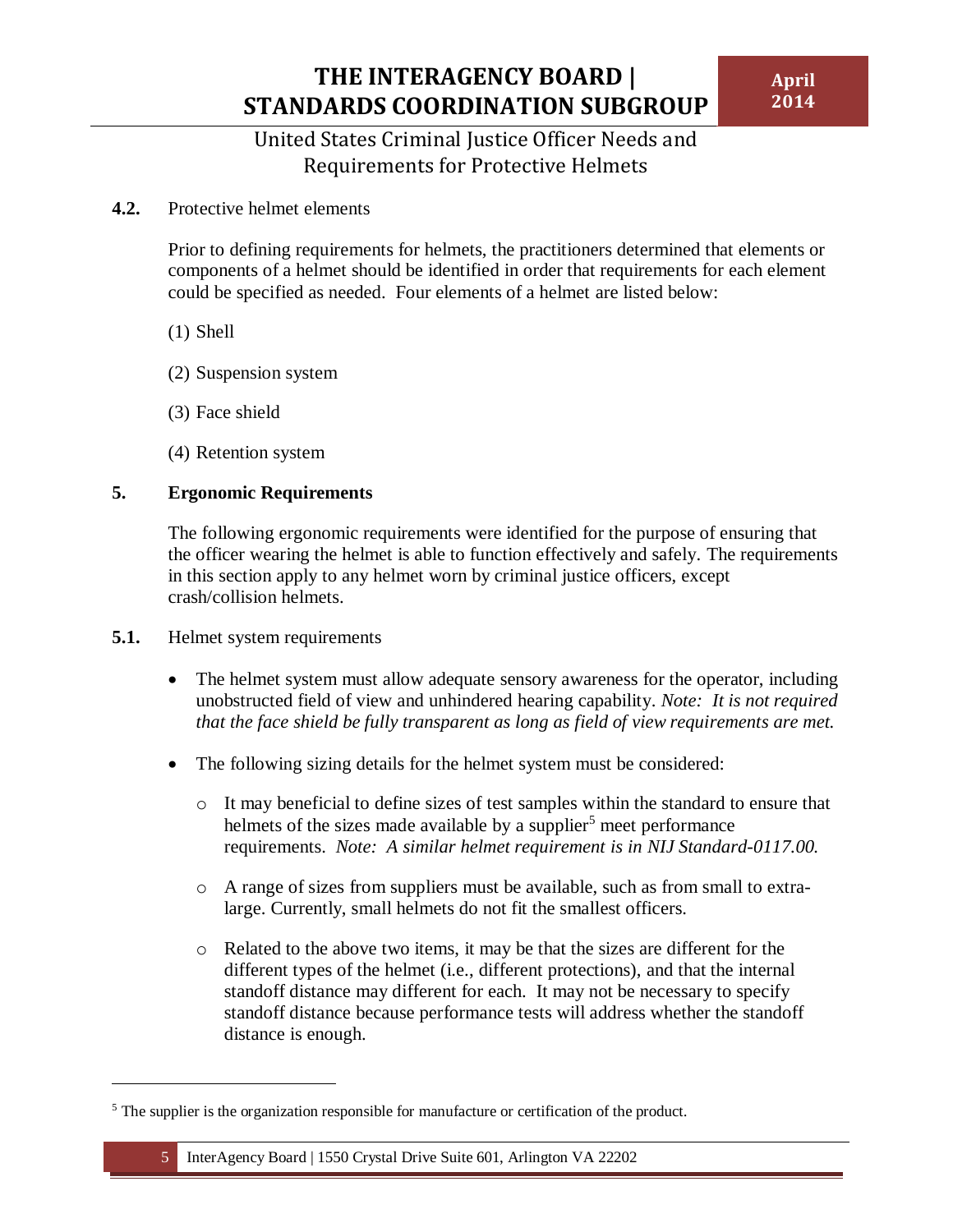**4.2.** Protective helmet elements

Prior to defining requirements for helmets, the practitioners determined that elements or components of a helmet should be identified in order that requirements for each element could be specified as needed. Four elements of a helmet are listed below:

(1) Shell

(2) Suspension system

(3) Face shield

(4) Retention system

## 5. Ergonomic Requirements

The following ergonomic requirements were identified for the purpose of ensuring that the officer wearing the helmet is able to function effectively and safely. The requirements in this section apply to any helmet worn by criminal justice officers, except crash/collision helmets.

**5.1.** Helmet system requirements

- The helmet system must allow adequate sensory awareness for the operator, including unobstructed field of view and unhindered hearing capability. *Note: It is not required that the face shield be fully transparent as long as field of view requirements are met.*
- The following sizing details for the helmet system must be considered:
  - It may beneficial to define sizes of test samples within the standard to ensure that helmets of the sizes made available by a supplier[5] meet performance requirements. *Note: A similar helmet requirement is in NIJ Standard-0117.00.*
  - A range of sizes from suppliers must be available, such as from small to extra-large. Currently, small helmets do not fit the smallest officers.
  - Related to the above two items, it may be that the sizes are different for the different types of the helmet (i.e., different protections), and that the internal standoff distance may different for each. It may not be necessary to specify standoff distance because performance tests will address whether the standoff distance is enough.

[5] The supplier is the organization responsible for manufacture or certification of the product.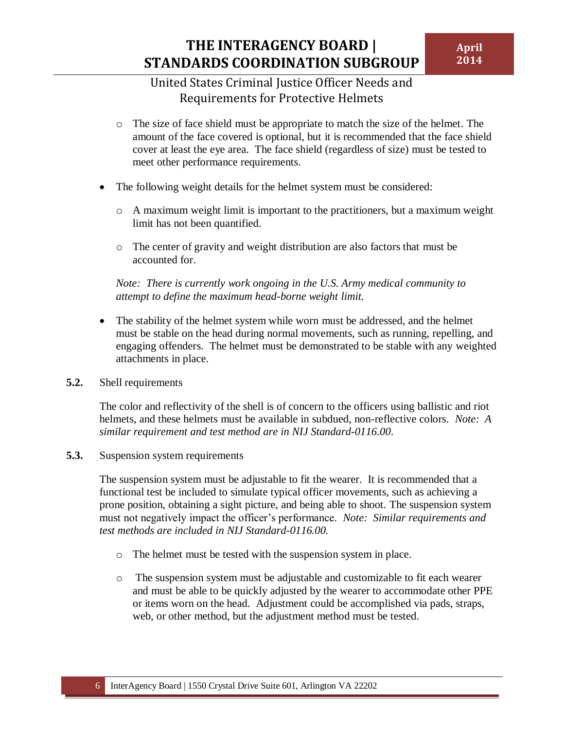- The size of face shield must be appropriate to match the size of the helmet. The amount of the face covered is optional, but it is recommended that the face shield cover at least the eye area. The face shield (regardless of size) must be tested to meet other performance requirements.

- The following weight details for the helmet system must be considered:
  - A maximum weight limit is important to the practitioners, but a maximum weight limit has not been quantified.
  - The center of gravity and weight distribution are also factors that must be accounted for.

  *Note: There is currently work ongoing in the U.S. Army medical community to attempt to define the maximum head-borne weight limit.*

- The stability of the helmet system while worn must be addressed, and the helmet must be stable on the head during normal movements, such as running, repelling, and engaging offenders. The helmet must be demonstrated to be stable with any weighted attachments in place.

**5.2.** Shell requirements

The color and reflectivity of the shell is of concern to the officers using ballistic and riot helmets, and these helmets must be available in subdued, non-reflective colors. *Note: A similar requirement and test method are in NIJ Standard-0116.00.*

**5.3.** Suspension system requirements

The suspension system must be adjustable to fit the wearer. It is recommended that a functional test be included to simulate typical officer movements, such as achieving a prone position, obtaining a sight picture, and being able to shoot. The suspension system must not negatively impact the officer's performance. *Note: Similar requirements and test methods are included in NIJ Standard-0116.00.*

- The helmet must be tested with the suspension system in place.
- The suspension system must be adjustable and customizable to fit each wearer and must be able to be quickly adjusted by the wearer to accommodate other PPE or items worn on the head. Adjustment could be accomplished via pads, straps, web, or other method, but the adjustment method must be tested.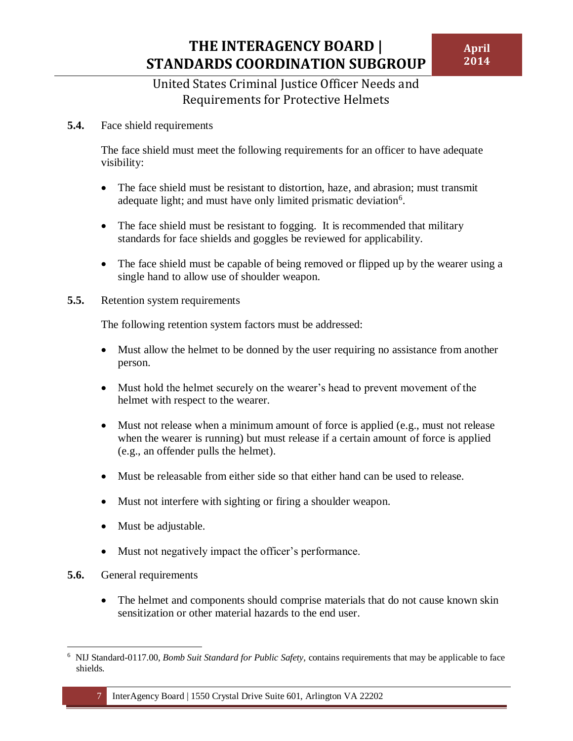**5.4.** Face shield requirements

The face shield must meet the following requirements for an officer to have adequate visibility:

- The face shield must be resistant to distortion, haze, and abrasion; must transmit adequate light; and must have only limited prismatic deviation[6].
- The face shield must be resistant to fogging. It is recommended that military standards for face shields and goggles be reviewed for applicability.
- The face shield must be capable of being removed or flipped up by the wearer using a single hand to allow use of shoulder weapon.

**5.5.** Retention system requirements

The following retention system factors must be addressed:

- Must allow the helmet to be donned by the user requiring no assistance from another person.
- Must hold the helmet securely on the wearer's head to prevent movement of the helmet with respect to the wearer.
- Must not release when a minimum amount of force is applied (e.g., must not release when the wearer is running) but must release if a certain amount of force is applied (e.g., an offender pulls the helmet).
- Must be releasable from either side so that either hand can be used to release.
- Must not interfere with sighting or firing a shoulder weapon.
- Must be adjustable.
- Must not negatively impact the officer's performance.

**5.6.** General requirements

- The helmet and components should comprise materials that do not cause known skin sensitization or other material hazards to the end user.

---

[6] NIJ Standard-0117.00, *Bomb Suit Standard for Public Safety*, contains requirements that may be applicable to face shields.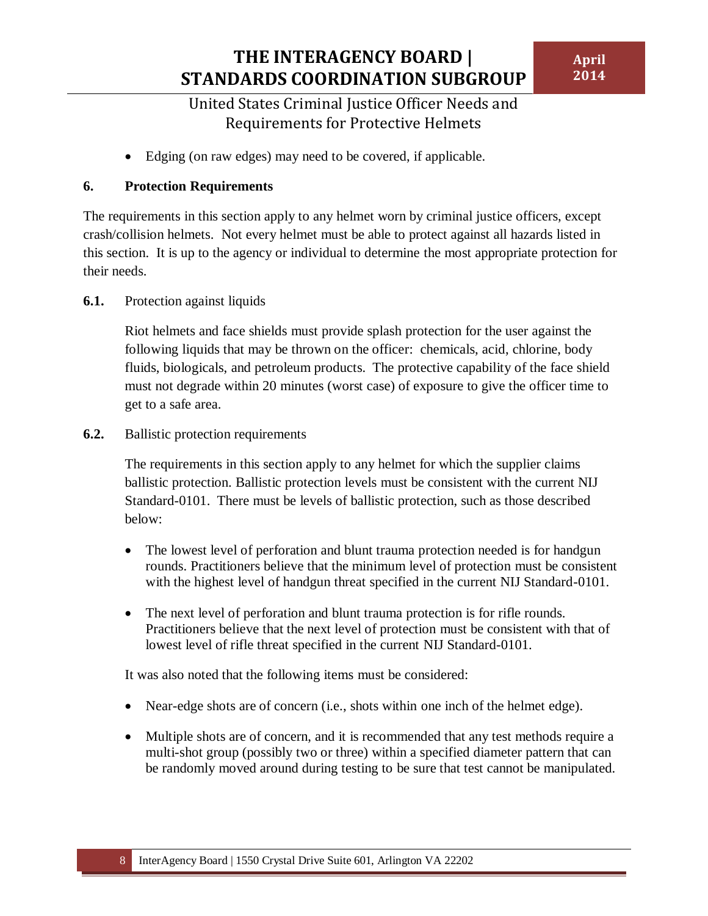- Edging (on raw edges) may need to be covered, if applicable.

## 6. Protection Requirements

The requirements in this section apply to any helmet worn by criminal justice officers, except crash/collision helmets. Not every helmet must be able to protect against all hazards listed in this section. It is up to the agency or individual to determine the most appropriate protection for their needs.

### 6.1. Protection against liquids

Riot helmets and face shields must provide splash protection for the user against the following liquids that may be thrown on the officer: chemicals, acid, chlorine, body fluids, biologicals, and petroleum products. The protective capability of the face shield must not degrade within 20 minutes (worst case) of exposure to give the officer time to get to a safe area.

### 6.2. Ballistic protection requirements

The requirements in this section apply to any helmet for which the supplier claims ballistic protection. Ballistic protection levels must be consistent with the current NIJ Standard-0101. There must be levels of ballistic protection, such as those described below:

- The lowest level of perforation and blunt trauma protection needed is for handgun rounds. Practitioners believe that the minimum level of protection must be consistent with the highest level of handgun threat specified in the current NIJ Standard-0101.
- The next level of perforation and blunt trauma protection is for rifle rounds. Practitioners believe that the next level of protection must be consistent with that of lowest level of rifle threat specified in the current NIJ Standard-0101.

It was also noted that the following items must be considered:

- Near-edge shots are of concern (i.e., shots within one inch of the helmet edge).
- Multiple shots are of concern, and it is recommended that any test methods require a multi-shot group (possibly two or three) within a specified diameter pattern that can be randomly moved around during testing to be sure that test cannot be manipulated.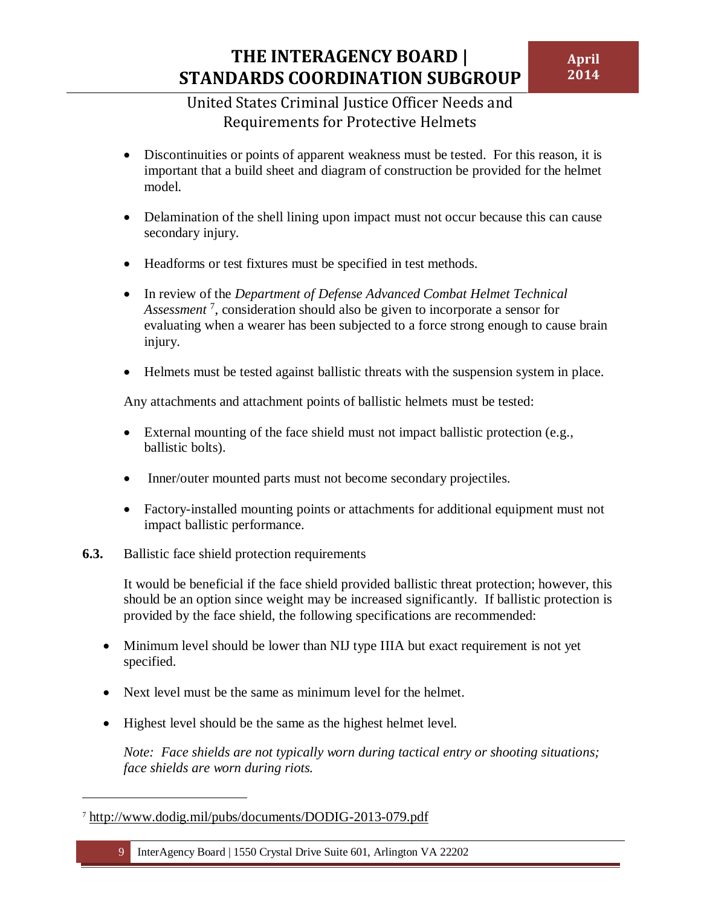- Discontinuities or points of apparent weakness must be tested. For this reason, it is important that a build sheet and diagram of construction be provided for the helmet model.
- Delamination of the shell lining upon impact must not occur because this can cause secondary injury.
- Headforms or test fixtures must be specified in test methods.
- In review of the *Department of Defense Advanced Combat Helmet Technical Assessment* [7], consideration should also be given to incorporate a sensor for evaluating when a wearer has been subjected to a force strong enough to cause brain injury.
- Helmets must be tested against ballistic threats with the suspension system in place.

Any attachments and attachment points of ballistic helmets must be tested:

- External mounting of the face shield must not impact ballistic protection (e.g., ballistic bolts).
- Inner/outer mounted parts must not become secondary projectiles.
- Factory-installed mounting points or attachments for additional equipment must not impact ballistic performance.

**6.3.** Ballistic face shield protection requirements

It would be beneficial if the face shield provided ballistic threat protection; however, this should be an option since weight may be increased significantly. If ballistic protection is provided by the face shield, the following specifications are recommended:

- Minimum level should be lower than NIJ type IIIA but exact requirement is not yet specified.
- Next level must be the same as minimum level for the helmet.
- Highest level should be the same as the highest helmet level.

*Note: Face shields are not typically worn during tactical entry or shooting situations; face shields are worn during riots.*

---

[7] http://www.dodig.mil/pubs/documents/DODIG-2013-079.pdf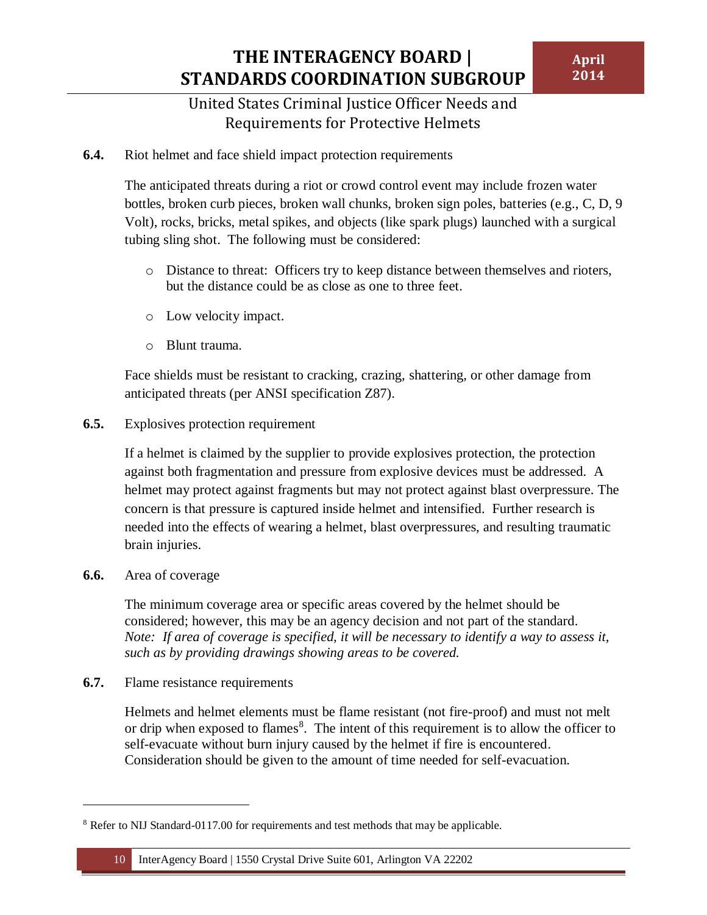**6.4.** Riot helmet and face shield impact protection requirements

The anticipated threats during a riot or crowd control event may include frozen water bottles, broken curb pieces, broken wall chunks, broken sign poles, batteries (e.g., C, D, 9 Volt), rocks, bricks, metal spikes, and objects (like spark plugs) launched with a surgical tubing sling shot. The following must be considered:

- Distance to threat: Officers try to keep distance between themselves and rioters, but the distance could be as close as one to three feet.
- Low velocity impact.
- Blunt trauma.

Face shields must be resistant to cracking, crazing, shattering, or other damage from anticipated threats (per ANSI specification Z87).

**6.5.** Explosives protection requirement

If a helmet is claimed by the supplier to provide explosives protection, the protection against both fragmentation and pressure from explosive devices must be addressed. A helmet may protect against fragments but may not protect against blast overpressure. The concern is that pressure is captured inside helmet and intensified. Further research is needed into the effects of wearing a helmet, blast overpressures, and resulting traumatic brain injuries.

**6.6.** Area of coverage

The minimum coverage area or specific areas covered by the helmet should be considered; however, this may be an agency decision and not part of the standard. *Note: If area of coverage is specified, it will be necessary to identify a way to assess it, such as by providing drawings showing areas to be covered.*

**6.7.** Flame resistance requirements

Helmets and helmet elements must be flame resistant (not fire-proof) and must not melt or drip when exposed to flames[8]. The intent of this requirement is to allow the officer to self-evacuate without burn injury caused by the helmet if fire is encountered. Consideration should be given to the amount of time needed for self-evacuation.

---

[8] Refer to NIJ Standard-0117.00 for requirements and test methods that may be applicable.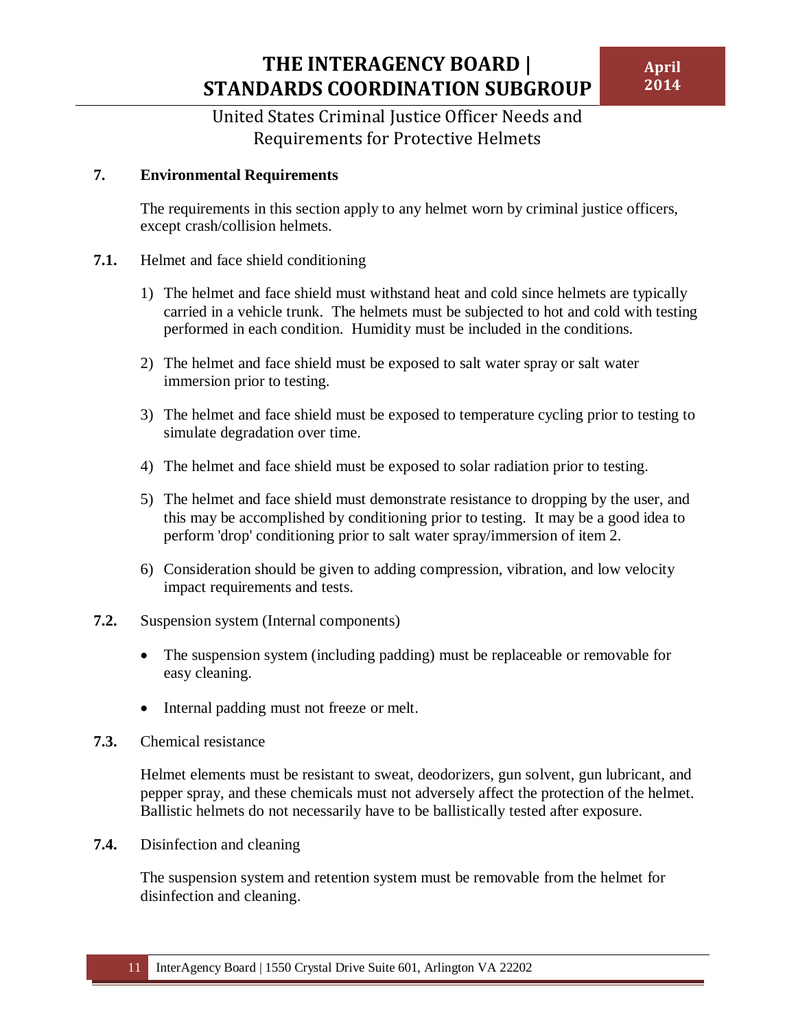## 7. Environmental Requirements

The requirements in this section apply to any helmet worn by criminal justice officers, except crash/collision helmets.

### 7.1. Helmet and face shield conditioning

1) The helmet and face shield must withstand heat and cold since helmets are typically carried in a vehicle trunk. The helmets must be subjected to hot and cold with testing performed in each condition. Humidity must be included in the conditions.

2) The helmet and face shield must be exposed to salt water spray or salt water immersion prior to testing.

3) The helmet and face shield must be exposed to temperature cycling prior to testing to simulate degradation over time.

4) The helmet and face shield must be exposed to solar radiation prior to testing.

5) The helmet and face shield must demonstrate resistance to dropping by the user, and this may be accomplished by conditioning prior to testing. It may be a good idea to perform 'drop' conditioning prior to salt water spray/immersion of item 2.

6) Consideration should be given to adding compression, vibration, and low velocity impact requirements and tests.

### 7.2. Suspension system (Internal components)

- The suspension system (including padding) must be replaceable or removable for easy cleaning.
- Internal padding must not freeze or melt.

### 7.3. Chemical resistance

Helmet elements must be resistant to sweat, deodorizers, gun solvent, gun lubricant, and pepper spray, and these chemicals must not adversely affect the protection of the helmet. Ballistic helmets do not necessarily have to be ballistically tested after exposure.

### 7.4. Disinfection and cleaning

The suspension system and retention system must be removable from the helmet for disinfection and cleaning.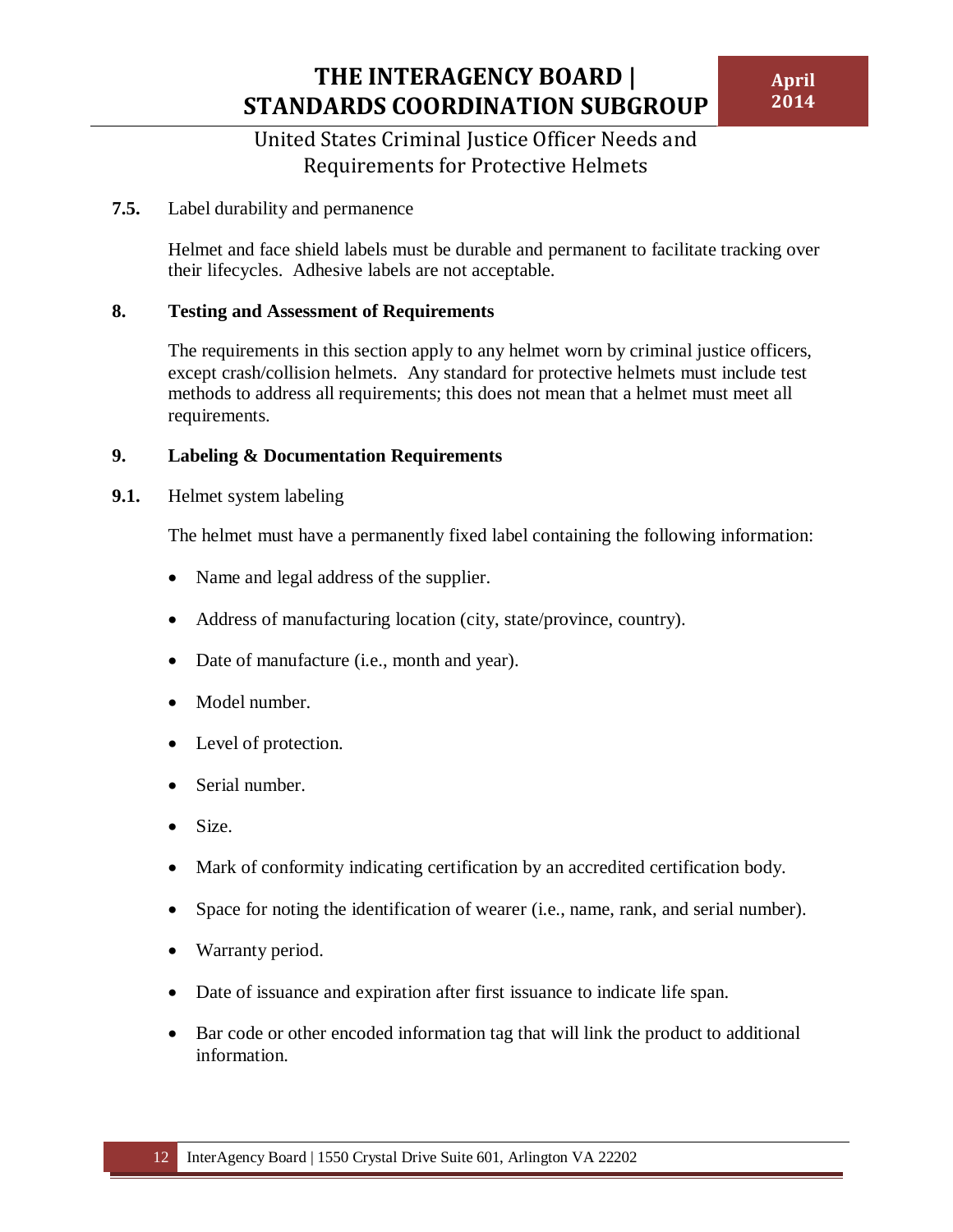**7.5.** Label durability and permanence

Helmet and face shield labels must be durable and permanent to facilitate tracking over their lifecycles. Adhesive labels are not acceptable.

## 8. Testing and Assessment of Requirements

The requirements in this section apply to any helmet worn by criminal justice officers, except crash/collision helmets. Any standard for protective helmets must include test methods to address all requirements; this does not mean that a helmet must meet all requirements.

## 9. Labeling & Documentation Requirements

**9.1.** Helmet system labeling

The helmet must have a permanently fixed label containing the following information:

- Name and legal address of the supplier.
- Address of manufacturing location (city, state/province, country).
- Date of manufacture (i.e., month and year).
- Model number.
- Level of protection.
- Serial number.
- Size.
- Mark of conformity indicating certification by an accredited certification body.
- Space for noting the identification of wearer (i.e., name, rank, and serial number).
- Warranty period.
- Date of issuance and expiration after first issuance to indicate life span.
- Bar code or other encoded information tag that will link the product to additional information.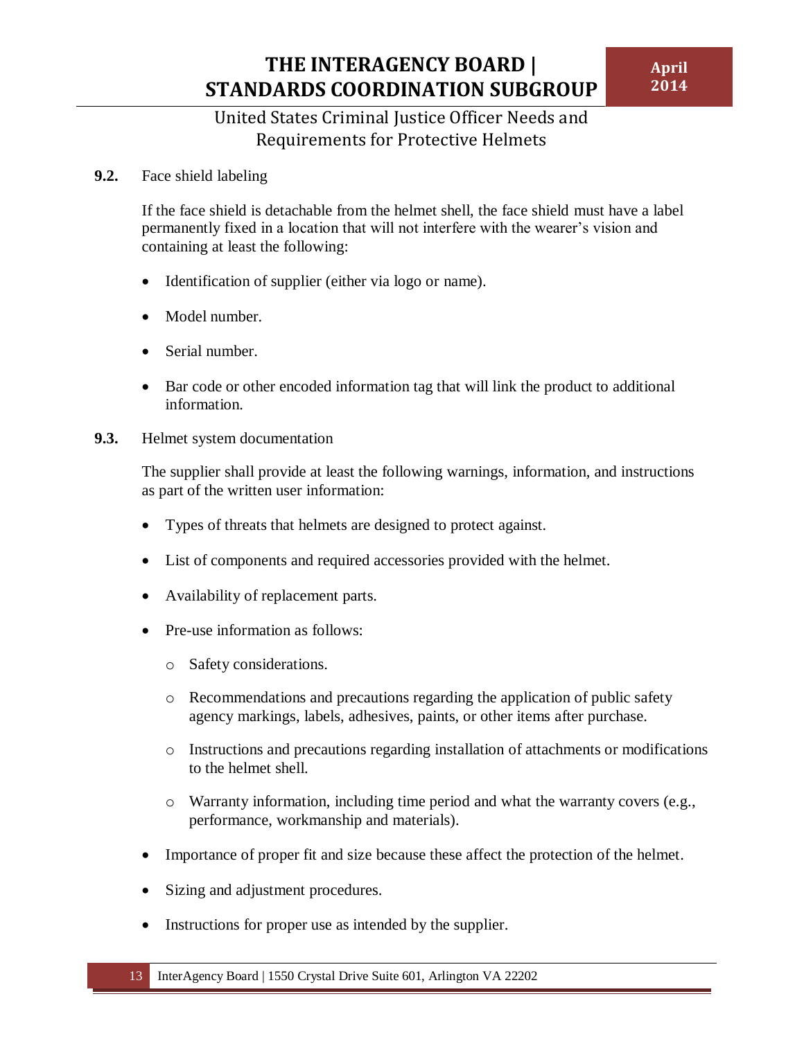**9.2.** Face shield labeling

If the face shield is detachable from the helmet shell, the face shield must have a label permanently fixed in a location that will not interfere with the wearer's vision and containing at least the following:

- Identification of supplier (either via logo or name).
- Model number.
- Serial number.
- Bar code or other encoded information tag that will link the product to additional information.

**9.3.** Helmet system documentation

The supplier shall provide at least the following warnings, information, and instructions as part of the written user information:

- Types of threats that helmets are designed to protect against.
- List of components and required accessories provided with the helmet.
- Availability of replacement parts.
- Pre-use information as follows:
  - Safety considerations.
  - Recommendations and precautions regarding the application of public safety agency markings, labels, adhesives, paints, or other items after purchase.
  - Instructions and precautions regarding installation of attachments or modifications to the helmet shell.
  - Warranty information, including time period and what the warranty covers (e.g., performance, workmanship and materials).
- Importance of proper fit and size because these affect the protection of the helmet.
- Sizing and adjustment procedures.
- Instructions for proper use as intended by the supplier.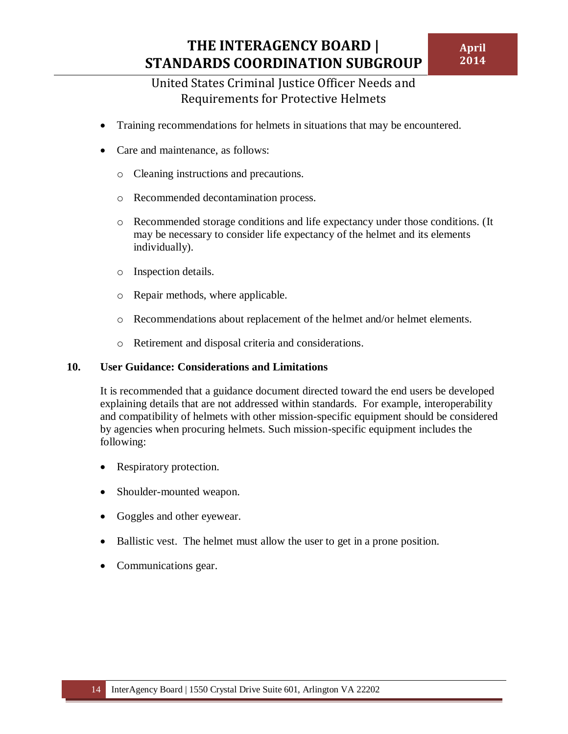- Training recommendations for helmets in situations that may be encountered.
- Care and maintenance, as follows:
  - Cleaning instructions and precautions.
  - Recommended decontamination process.
  - Recommended storage conditions and life expectancy under those conditions. (It may be necessary to consider life expectancy of the helmet and its elements individually).
  - Inspection details.
  - Repair methods, where applicable.
  - Recommendations about replacement of the helmet and/or helmet elements.
  - Retirement and disposal criteria and considerations.

## 10. User Guidance: Considerations and Limitations

It is recommended that a guidance document directed toward the end users be developed explaining details that are not addressed within standards. For example, interoperability and compatibility of helmets with other mission-specific equipment should be considered by agencies when procuring helmets. Such mission-specific equipment includes the following:

- Respiratory protection.
- Shoulder-mounted weapon.
- Goggles and other eyewear.
- Ballistic vest. The helmet must allow the user to get in a prone position.
- Communications gear.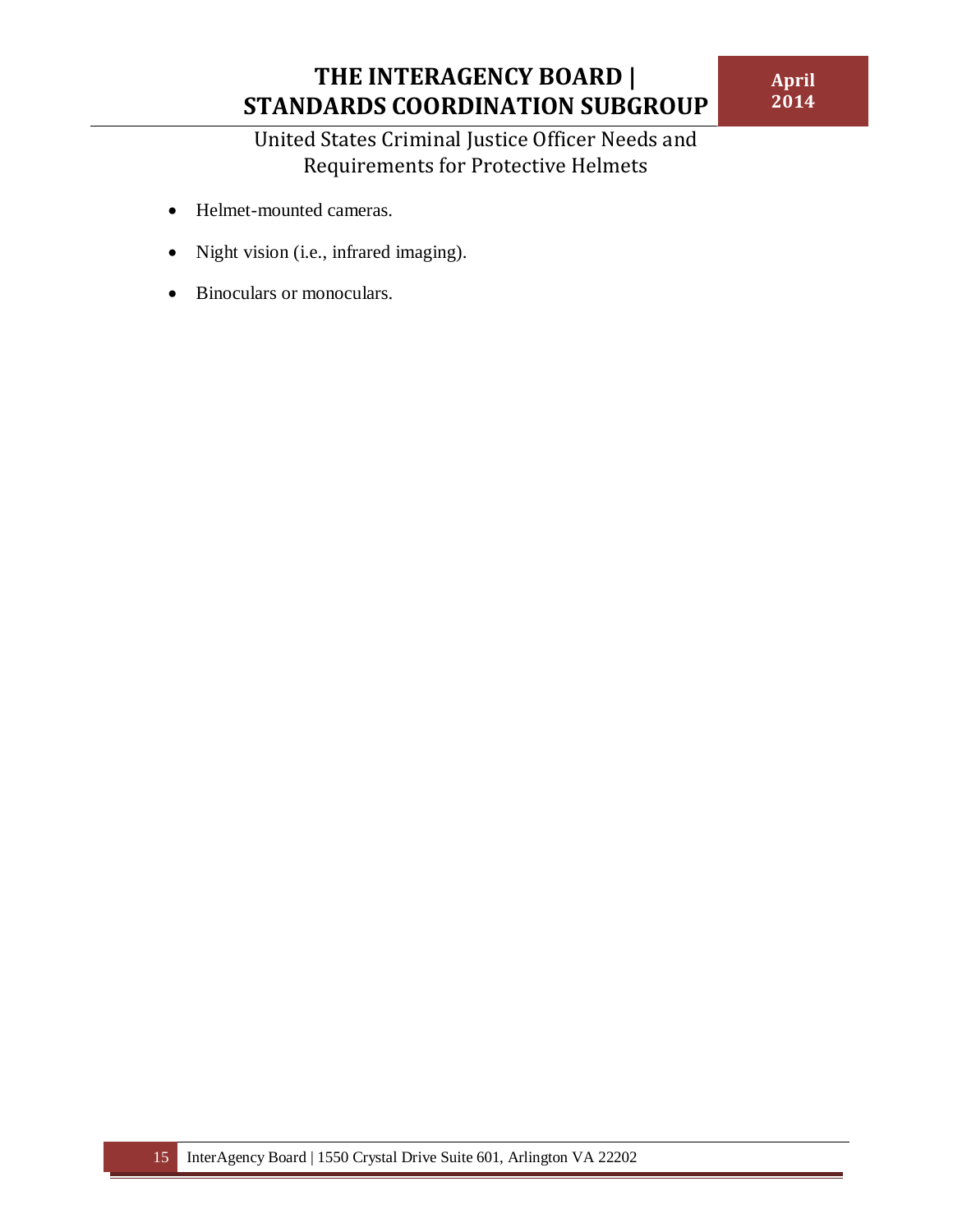- Helmet-mounted cameras.
- Night vision (i.e., infrared imaging).
- Binoculars or monoculars.